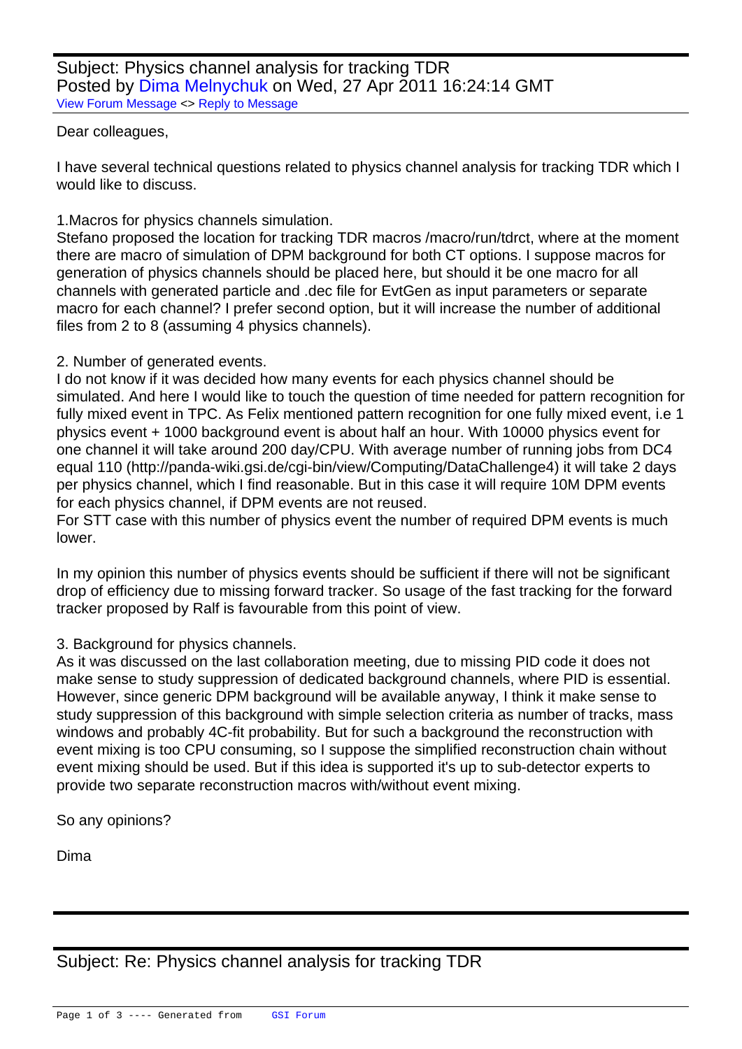Subject: Physics channel analysis for tracking TDR
Posted by Dima Melnychuk on Wed, 27 Apr 2011 16:24:14 GMT
View Forum Message <> Reply to Message

Dear colleagues,

I have several technical questions related to physics channel analysis for tracking TDR which I would like to discuss.

1.Macros for physics channels simulation.
Stefano proposed the location for tracking TDR macros /macro/run/tdrct, where at the moment there are macro of simulation of DPM background for both CT options. I suppose macros for generation of physics channels should be placed here, but should it be one macro for all channels with generated particle and .dec file for EvtGen as input parameters or separate macro for each channel? I prefer second option, but it will increase the number of additional files from 2 to 8 (assuming 4 physics channels).

2. Number of generated events.
I do not know if it was decided how many events for each physics channel should be simulated. And here I would like to touch the question of time needed for pattern recognition for fully mixed event in TPC. As Felix mentioned pattern recognition for one fully mixed event, i.e 1 physics event + 1000 background event is about half an hour. With 10000 physics event for one channel it will take around 200 day/CPU. With average number of running jobs from DC4 equal 110 (http://panda-wiki.gsi.de/cgi-bin/view/Computing/DataChallenge4) it will take 2 days per physics channel, which I find reasonable. But in this case it will require 10M DPM events for each physics channel, if DPM events are not reused.
For STT case with this number of physics event the number of required DPM events is much lower.

In my opinion this number of physics events should be sufficient if there will not be significant drop of efficiency due to missing forward tracker. So usage of the fast tracking for the forward tracker proposed by Ralf is favourable from this point of view.

3. Background for physics channels.
As it was discussed on the last collaboration meeting, due to missing PID code it does not make sense to study suppression of dedicated background channels, where PID is essential. However, since generic DPM background will be available anyway, I think it make sense to study suppression of this background with simple selection criteria as number of tracks, mass windows and probably 4C-fit probability. But for such a background the reconstruction with event mixing is too CPU consuming, so I suppose the simplified reconstruction chain without event mixing should be used. But if this idea is supported it's up to sub-detector experts to provide two separate reconstruction macros with/without event mixing.

So any opinions?

Dima

---

Subject: Re: Physics channel analysis for tracking TDR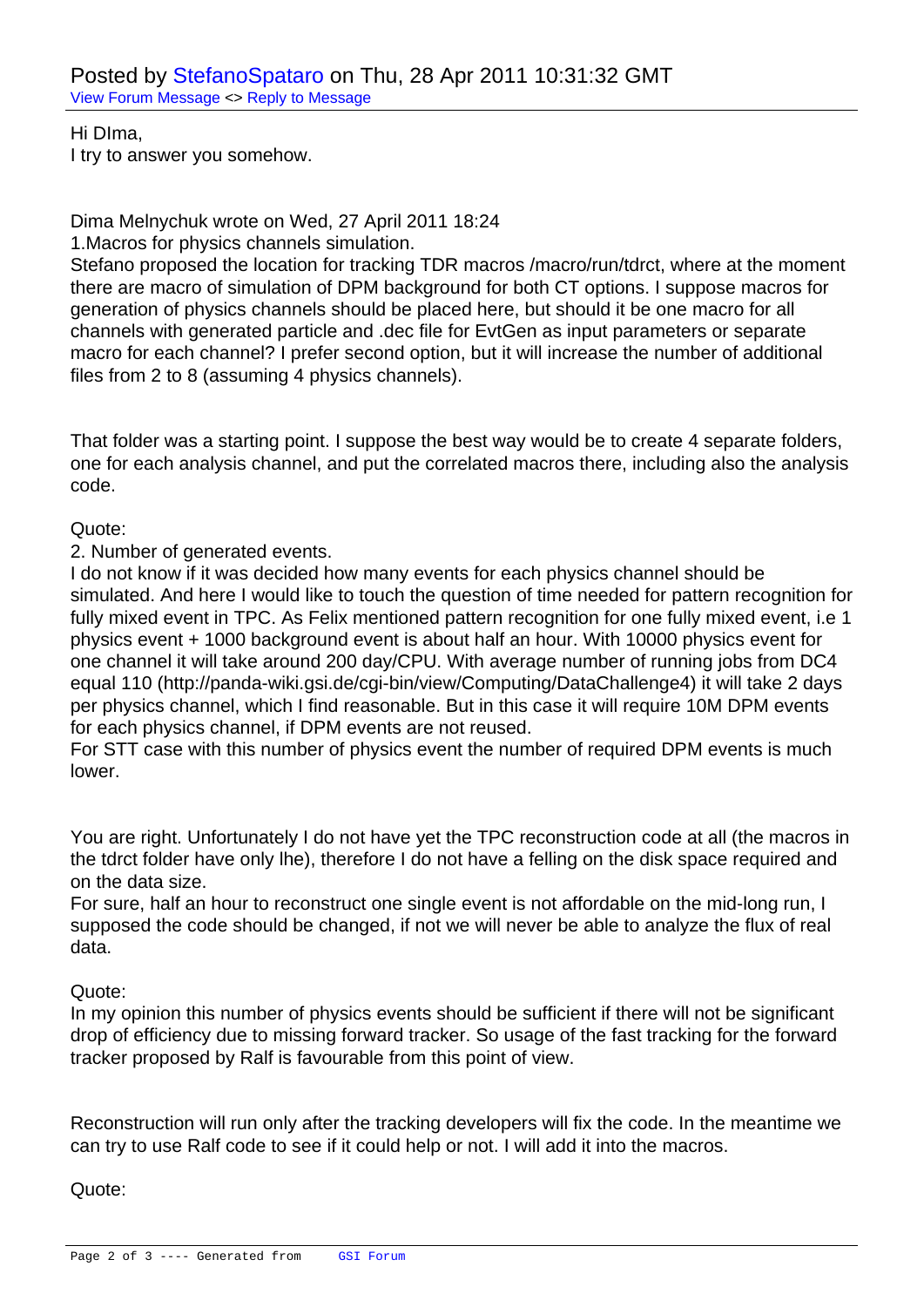Posted by StefanoSpataro on Thu, 28 Apr 2011 10:31:32 GMT

View Forum Message <> Reply to Message

Hi DIma,
I try to answer you somehow.

Dima Melnychuk wrote on Wed, 27 April 2011 18:24
1.Macros for physics channels simulation.
Stefano proposed the location for tracking TDR macros /macro/run/tdrct, where at the moment there are macro of simulation of DPM background for both CT options. I suppose macros for generation of physics channels should be placed here, but should it be one macro for all channels with generated particle and .dec file for EvtGen as input parameters or separate macro for each channel? I prefer second option, but it will increase the number of additional files from 2 to 8 (assuming 4 physics channels).

That folder was a starting point. I suppose the best way would be to create 4 separate folders, one for each analysis channel, and put the correlated macros there, including also the analysis code.

Quote:
2. Number of generated events.
I do not know if it was decided how many events for each physics channel should be simulated. And here I would like to touch the question of time needed for pattern recognition for fully mixed event in TPC. As Felix mentioned pattern recognition for one fully mixed event, i.e 1 physics event + 1000 background event is about half an hour. With 10000 physics event for one channel it will take around 200 day/CPU. With average number of running jobs from DC4 equal 110 (http://panda-wiki.gsi.de/cgi-bin/view/Computing/DataChallenge4) it will take 2 days per physics channel, which I find reasonable. But in this case it will require 10M DPM events for each physics channel, if DPM events are not reused.
For STT case with this number of physics event the number of required DPM events is much lower.

You are right. Unfortunately I do not have yet the TPC reconstruction code at all (the macros in the tdrct folder have only lhe), therefore I do not have a felling on the disk space required and on the data size.
For sure, half an hour to reconstruct one single event is not affordable on the mid-long run, I supposed the code should be changed, if not we will never be able to analyze the flux of real data.

Quote:
In my opinion this number of physics events should be sufficient if there will not be significant drop of efficiency due to missing forward tracker. So usage of the fast tracking for the forward tracker proposed by Ralf is favourable from this point of view.

Reconstruction will run only after the tracking developers will fix the code. In the meantime we can try to use Ralf code to see if it could help or not. I will add it into the macros.

Quote: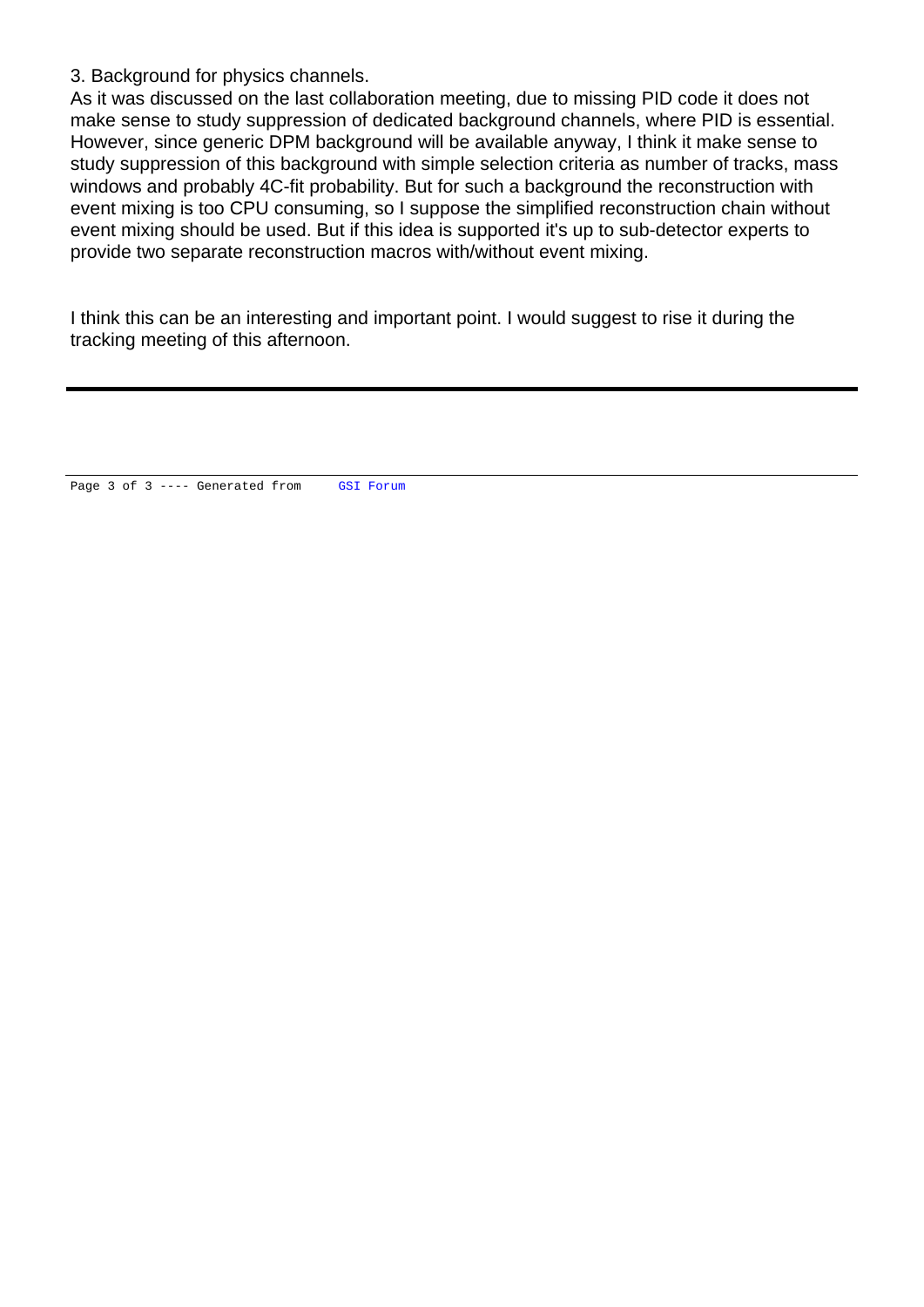3. Background for physics channels.
As it was discussed on the last collaboration meeting, due to missing PID code it does not make sense to study suppression of dedicated background channels, where PID is essential. However, since generic DPM background will be available anyway, I think it make sense to study suppression of this background with simple selection criteria as number of tracks, mass windows and probably 4C-fit probability. But for such a background the reconstruction with event mixing is too CPU consuming, so I suppose the simplified reconstruction chain without event mixing should be used. But if this idea is supported it's up to sub-detector experts to provide two separate reconstruction macros with/without event mixing.

I think this can be an interesting and important point. I would suggest to rise it during the tracking meeting of this afternoon.

---